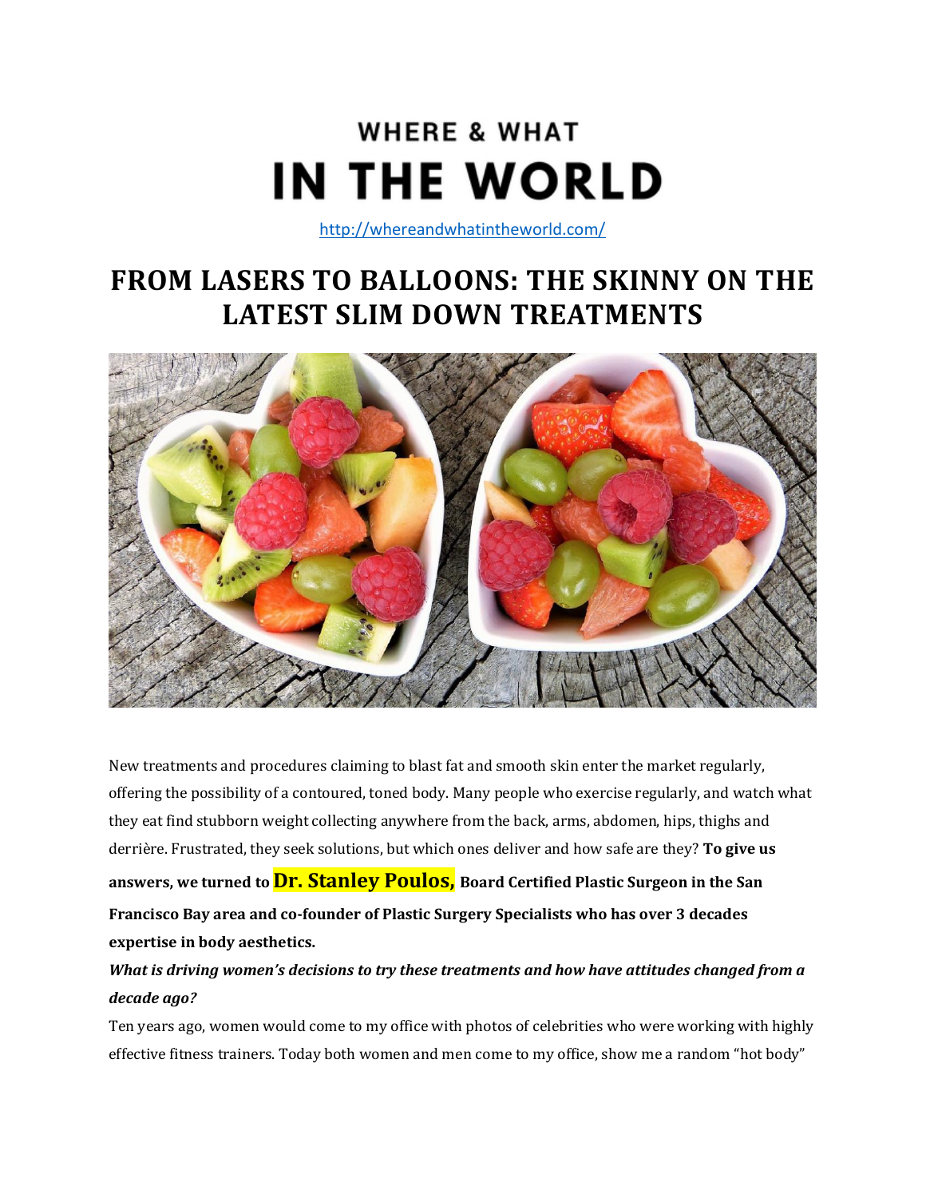# WHERE & WHAT
# IN THE WORLD

http://whereandwhatintheworld.com/

## FROM LASERS TO BALLOONS: THE SKINNY ON THE LATEST SLIM DOWN TREATMENTS

New treatments and procedures claiming to blast fat and smooth skin enter the market regularly, offering the possibility of a contoured, toned body. Many people who exercise regularly, and watch what they eat find stubborn weight collecting anywhere from the back, arms, abdomen, hips, thighs and derrière. Frustrated, they seek solutions, but which ones deliver and how safe are they? **To give us answers, we turned to Dr. Stanley Poulos, Board Certified Plastic Surgeon in the San Francisco Bay area and co-founder of Plastic Surgery Specialists who has over 3 decades expertise in body aesthetics.**

***What is driving women's decisions to try these treatments and how have attitudes changed from a decade ago?***

Ten years ago, women would come to my office with photos of celebrities who were working with highly effective fitness trainers. Today both women and men come to my office, show me a random "hot body"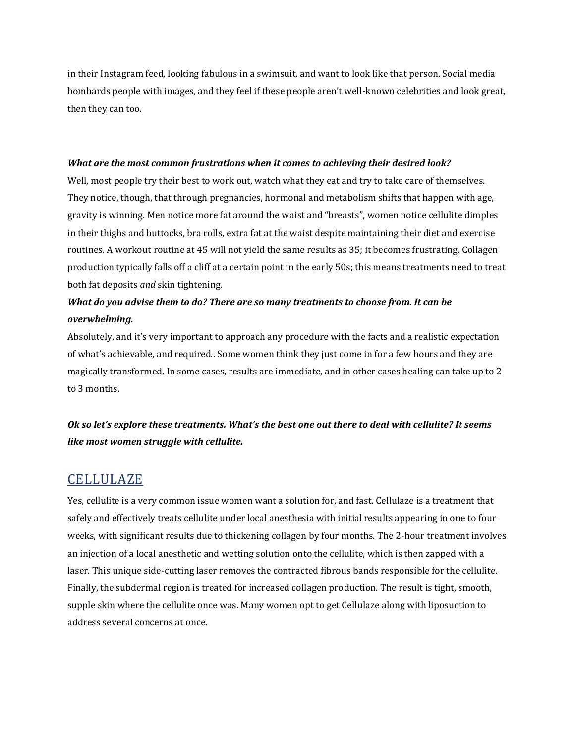in their Instagram feed, looking fabulous in a swimsuit, and want to look like that person. Social media bombards people with images, and they feel if these people aren't well-known celebrities and look great, then they can too.

***What are the most common frustrations when it comes to achieving their desired look?***

Well, most people try their best to work out, watch what they eat and try to take care of themselves. They notice, though, that through pregnancies, hormonal and metabolism shifts that happen with age, gravity is winning. Men notice more fat around the waist and "breasts", women notice cellulite dimples in their thighs and buttocks, bra rolls, extra fat at the waist despite maintaining their diet and exercise routines. A workout routine at 45 will not yield the same results as 35; it becomes frustrating. Collagen production typically falls off a cliff at a certain point in the early 50s; this means treatments need to treat both fat deposits *and* skin tightening.

***What do you advise them to do? There are so many treatments to choose from. It can be overwhelming.***

Absolutely, and it's very important to approach any procedure with the facts and a realistic expectation of what's achievable, and required.. Some women think they just come in for a few hours and they are magically transformed. In some cases, results are immediate, and in other cases healing can take up to 2 to 3 months.

***Ok so let's explore these treatments. What's the best one out there to deal with cellulite? It seems like most women struggle with cellulite.***

## CELLULAZE

Yes, cellulite is a very common issue women want a solution for, and fast. Cellulaze is a treatment that safely and effectively treats cellulite under local anesthesia with initial results appearing in one to four weeks, with significant results due to thickening collagen by four months. The 2-hour treatment involves an injection of a local anesthetic and wetting solution onto the cellulite, which is then zapped with a laser. This unique side-cutting laser removes the contracted fibrous bands responsible for the cellulite. Finally, the subdermal region is treated for increased collagen production. The result is tight, smooth, supple skin where the cellulite once was. Many women opt to get Cellulaze along with liposuction to address several concerns at once.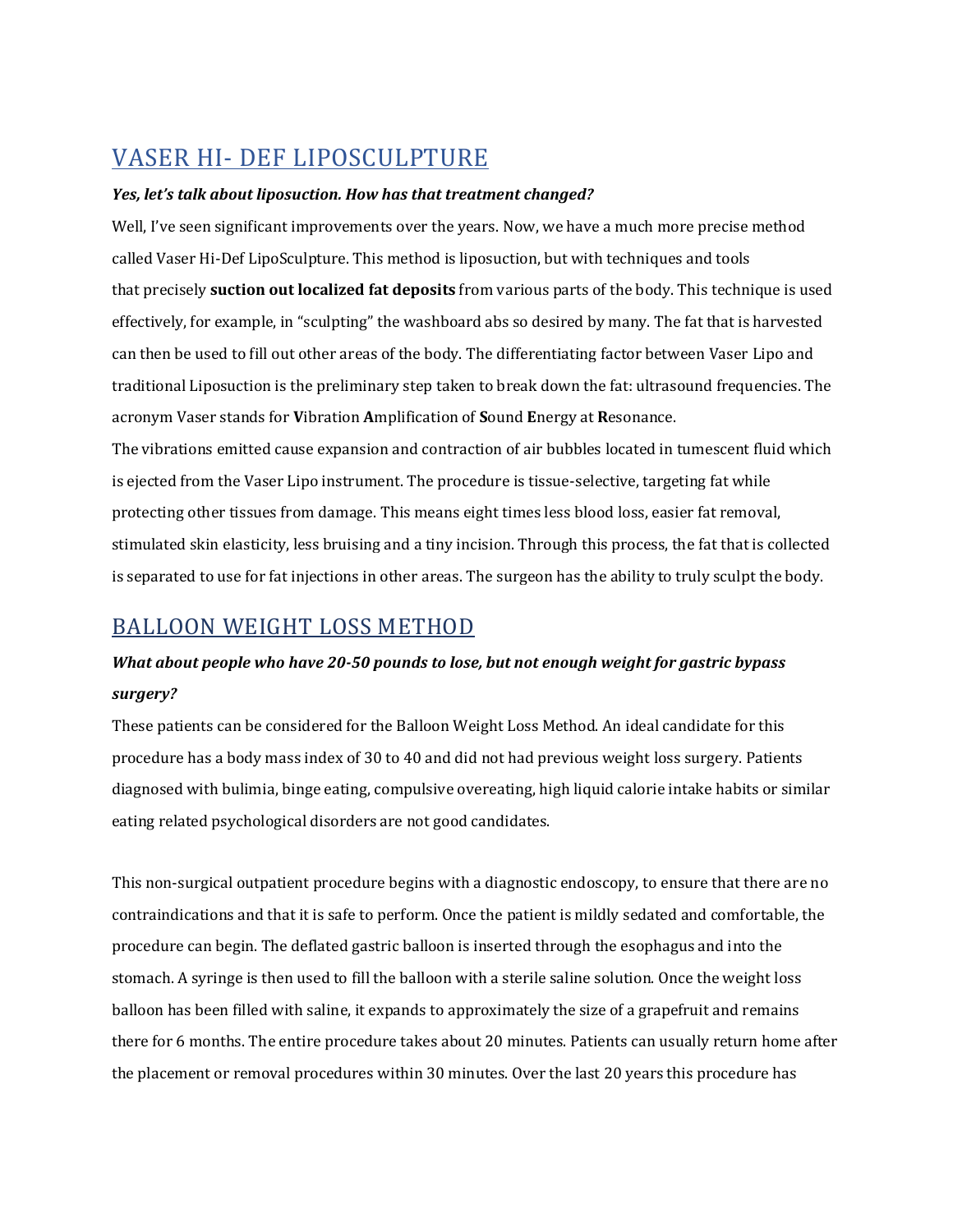## VASER HI- DEF LIPOSCULPTURE

***Yes, let's talk about liposuction. How has that treatment changed?***

Well, I've seen significant improvements over the years. Now, we have a much more precise method called Vaser Hi-Def LipoSculpture. This method is liposuction, but with techniques and tools that precisely **suction out localized fat deposits** from various parts of the body. This technique is used effectively, for example, in "sculpting" the washboard abs so desired by many. The fat that is harvested can then be used to fill out other areas of the body. The differentiating factor between Vaser Lipo and traditional Liposuction is the preliminary step taken to break down the fat: ultrasound frequencies. The acronym Vaser stands for **V**ibration **A**mplification of **S**ound **E**nergy at **R**esonance.

The vibrations emitted cause expansion and contraction of air bubbles located in tumescent fluid which is ejected from the Vaser Lipo instrument. The procedure is tissue-selective, targeting fat while protecting other tissues from damage. This means eight times less blood loss, easier fat removal, stimulated skin elasticity, less bruising and a tiny incision. Through this process, the fat that is collected is separated to use for fat injections in other areas. The surgeon has the ability to truly sculpt the body.

## BALLOON WEIGHT LOSS METHOD

***What about people who have 20-50 pounds to lose, but not enough weight for gastric bypass surgery?***

These patients can be considered for the Balloon Weight Loss Method. An ideal candidate for this procedure has a body mass index of 30 to 40 and did not had previous weight loss surgery. Patients diagnosed with bulimia, binge eating, compulsive overeating, high liquid calorie intake habits or similar eating related psychological disorders are not good candidates.

This non-surgical outpatient procedure begins with a diagnostic endoscopy, to ensure that there are no contraindications and that it is safe to perform. Once the patient is mildly sedated and comfortable, the procedure can begin. The deflated gastric balloon is inserted through the esophagus and into the stomach. A syringe is then used to fill the balloon with a sterile saline solution. Once the weight loss balloon has been filled with saline, it expands to approximately the size of a grapefruit and remains there for 6 months. The entire procedure takes about 20 minutes. Patients can usually return home after the placement or removal procedures within 30 minutes. Over the last 20 years this procedure has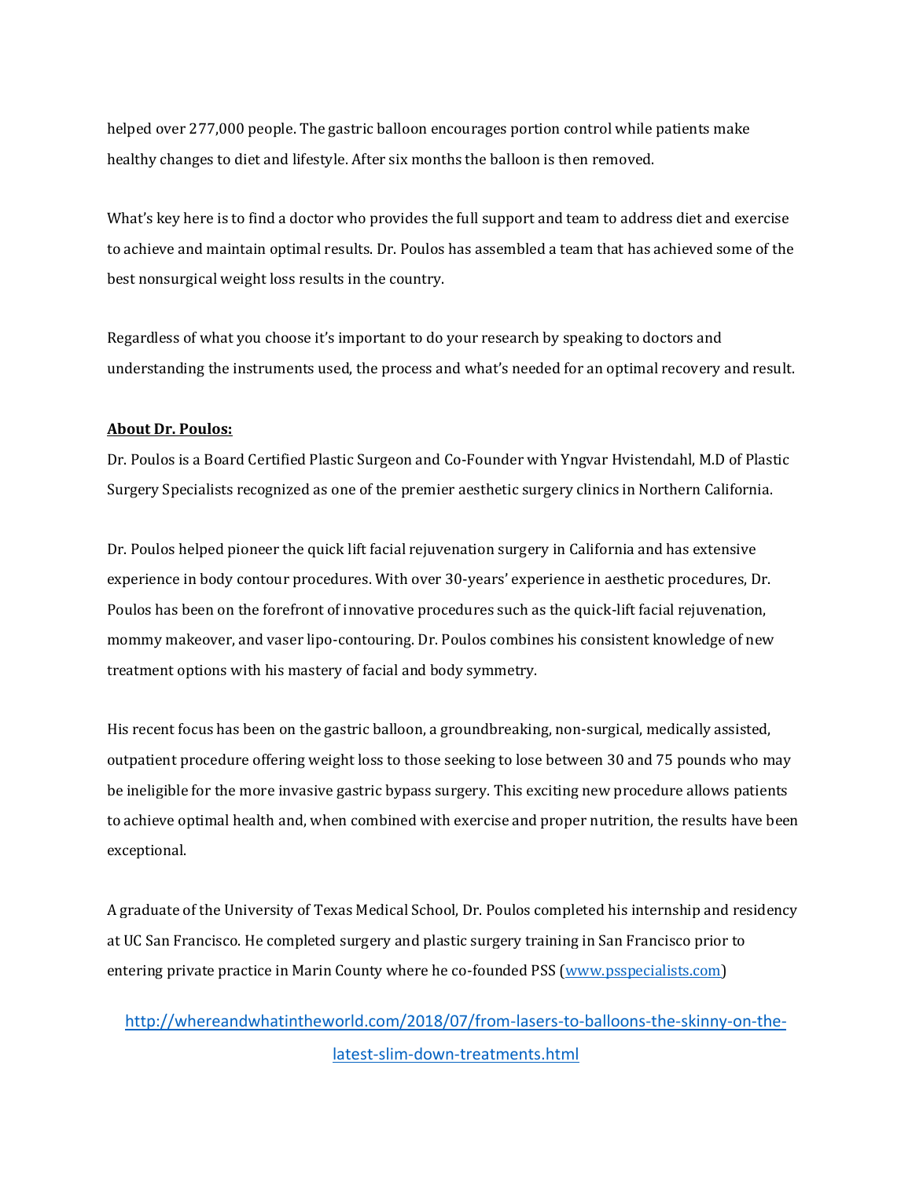helped over 277,000 people. The gastric balloon encourages portion control while patients make healthy changes to diet and lifestyle. After six months the balloon is then removed.

What's key here is to find a doctor who provides the full support and team to address diet and exercise to achieve and maintain optimal results. Dr. Poulos has assembled a team that has achieved some of the best nonsurgical weight loss results in the country.

Regardless of what you choose it's important to do your research by speaking to doctors and understanding the instruments used, the process and what's needed for an optimal recovery and result.

**About Dr. Poulos:**

Dr. Poulos is a Board Certified Plastic Surgeon and Co-Founder with Yngvar Hvistendahl, M.D of Plastic Surgery Specialists recognized as one of the premier aesthetic surgery clinics in Northern California.

Dr. Poulos helped pioneer the quick lift facial rejuvenation surgery in California and has extensive experience in body contour procedures. With over 30-years' experience in aesthetic procedures, Dr. Poulos has been on the forefront of innovative procedures such as the quick-lift facial rejuvenation, mommy makeover, and vaser lipo-contouring. Dr. Poulos combines his consistent knowledge of new treatment options with his mastery of facial and body symmetry.

His recent focus has been on the gastric balloon, a groundbreaking, non-surgical, medically assisted, outpatient procedure offering weight loss to those seeking to lose between 30 and 75 pounds who may be ineligible for the more invasive gastric bypass surgery. This exciting new procedure allows patients to achieve optimal health and, when combined with exercise and proper nutrition, the results have been exceptional.

A graduate of the University of Texas Medical School, Dr. Poulos completed his internship and residency at UC San Francisco. He completed surgery and plastic surgery training in San Francisco prior to entering private practice in Marin County where he co-founded PSS (www.psspecialists.com)

http://whereandwhatintheworld.com/2018/07/from-lasers-to-balloons-the-skinny-on-the-latest-slim-down-treatments.html